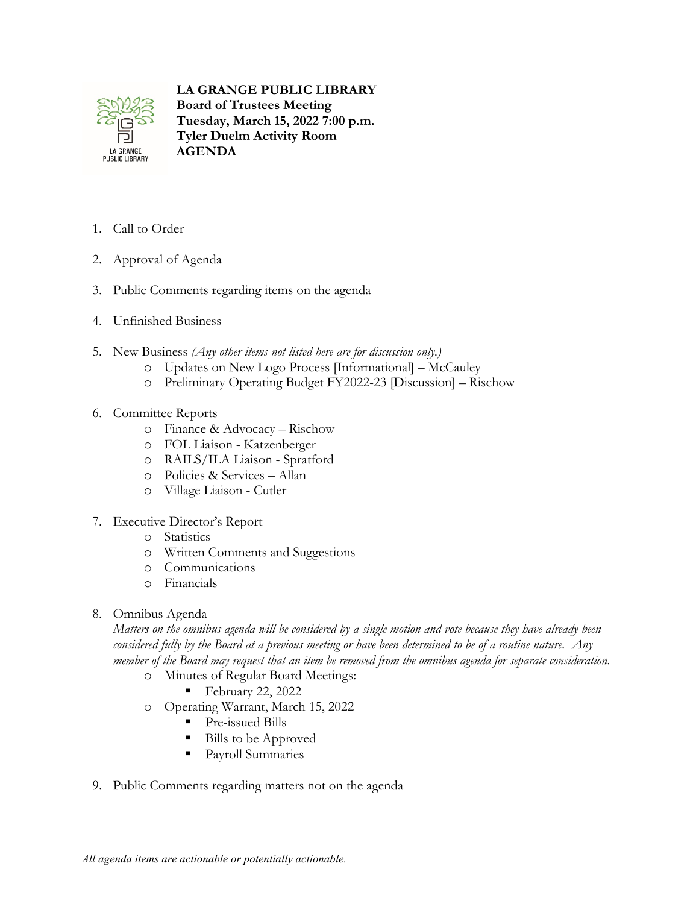**LA GRANGE PUBLIC LIBRARY**
**Board of Trustees Meeting**
**Tuesday, March 15, 2022 7:00 p.m.**
**Tyler Duelm Activity Room**
**AGENDA**

1. Call to Order

2. Approval of Agenda

3. Public Comments regarding items on the agenda

4. Unfinished Business

5. New Business *(Any other items not listed here are for discussion only.)*
   - Updates on New Logo Process [Informational] – McCauley
   - Preliminary Operating Budget FY2022-23 [Discussion] – Rischow

6. Committee Reports
   - Finance & Advocacy – Rischow
   - FOL Liaison - Katzenberger
   - RAILS/ILA Liaison - Spratford
   - Policies & Services – Allan
   - Village Liaison - Cutler

7. Executive Director's Report
   - Statistics
   - Written Comments and Suggestions
   - Communications
   - Financials

8. Omnibus Agenda
   *Matters on the omnibus agenda will be considered by a single motion and vote because they have already been considered fully by the Board at a previous meeting or have been determined to be of a routine nature. Any member of the Board may request that an item be removed from the omnibus agenda for separate consideration.*
   - Minutes of Regular Board Meetings:
     - February 22, 2022
   - Operating Warrant, March 15, 2022
     - Pre-issued Bills
     - Bills to be Approved
     - Payroll Summaries

9. Public Comments regarding matters not on the agenda

*All agenda items are actionable or potentially actionable.*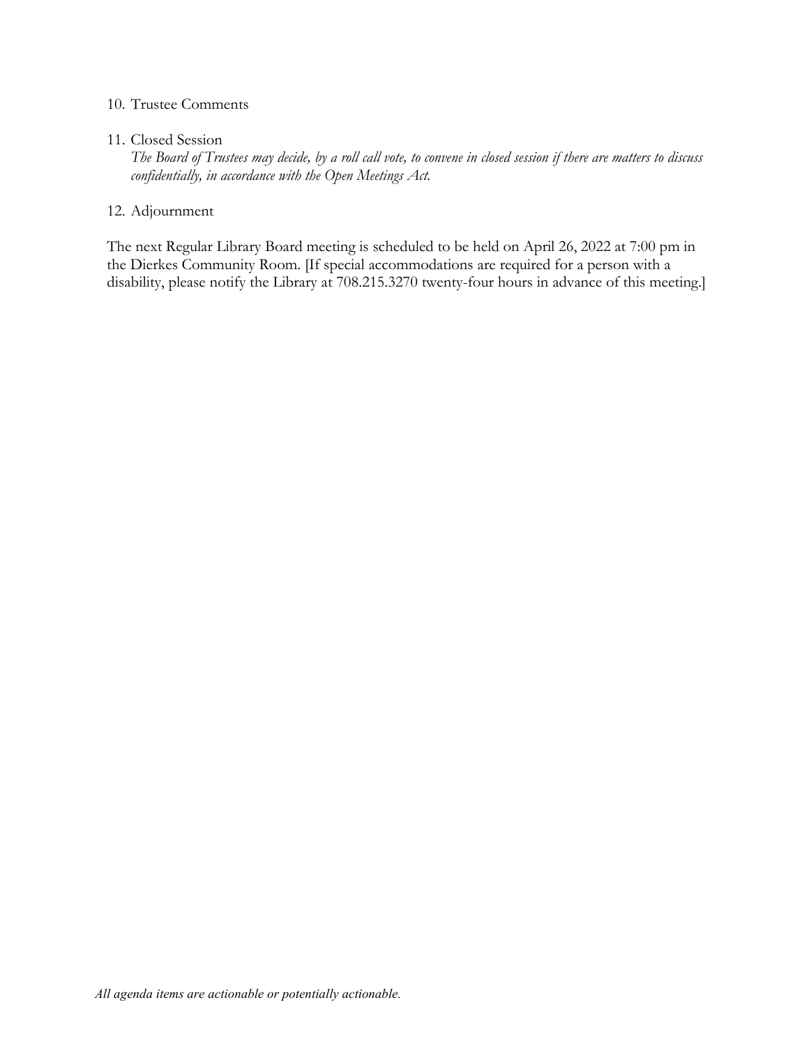10. Trustee Comments

11. Closed Session
    *The Board of Trustees may decide, by a roll call vote, to convene in closed session if there are matters to discuss confidentially, in accordance with the Open Meetings Act.*

12. Adjournment

The next Regular Library Board meeting is scheduled to be held on April 26, 2022 at 7:00 pm in the Dierkes Community Room. [If special accommodations are required for a person with a disability, please notify the Library at 708.215.3270 twenty-four hours in advance of this meeting.]

*All agenda items are actionable or potentially actionable.*